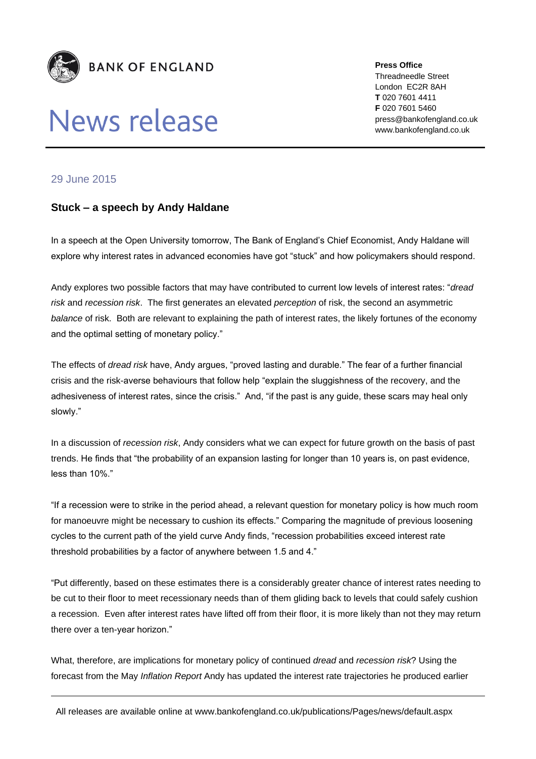**BANK OF ENGLAND**

# News release

**Press Office**
Threadneedle Street
London EC2R 8AH
**T** 020 7601 4411
**F** 020 7601 5460
press@bankofengland.co.uk
www.bankofengland.co.uk

29 June 2015

## Stuck – a speech by Andy Haldane

In a speech at the Open University tomorrow, The Bank of England's Chief Economist, Andy Haldane will explore why interest rates in advanced economies have got "stuck" and how policymakers should respond.

Andy explores two possible factors that may have contributed to current low levels of interest rates: "*dread risk* and *recession risk*. The first generates an elevated *perception* of risk, the second an asymmetric *balance* of risk. Both are relevant to explaining the path of interest rates, the likely fortunes of the economy and the optimal setting of monetary policy."

The effects of *dread risk* have, Andy argues, "proved lasting and durable." The fear of a further financial crisis and the risk-averse behaviours that follow help "explain the sluggishness of the recovery, and the adhesiveness of interest rates, since the crisis." And, "if the past is any guide, these scars may heal only slowly."

In a discussion of *recession risk*, Andy considers what we can expect for future growth on the basis of past trends. He finds that "the probability of an expansion lasting for longer than 10 years is, on past evidence, less than 10%."

"If a recession were to strike in the period ahead, a relevant question for monetary policy is how much room for manoeuvre might be necessary to cushion its effects." Comparing the magnitude of previous loosening cycles to the current path of the yield curve Andy finds, "recession probabilities exceed interest rate threshold probabilities by a factor of anywhere between 1.5 and 4."

"Put differently, based on these estimates there is a considerably greater chance of interest rates needing to be cut to their floor to meet recessionary needs than of them gliding back to levels that could safely cushion a recession. Even after interest rates have lifted off from their floor, it is more likely than not they may return there over a ten-year horizon."

What, therefore, are implications for monetary policy of continued *dread* and *recession risk*? Using the forecast from the May *Inflation Report* Andy has updated the interest rate trajectories he produced earlier

All releases are available online at www.bankofengland.co.uk/publications/Pages/news/default.aspx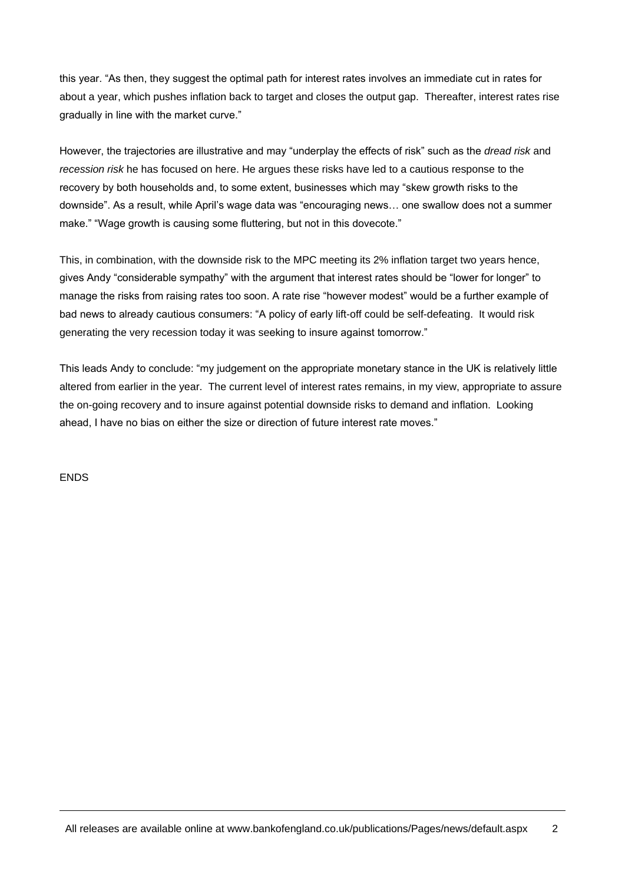this year. "As then, they suggest the optimal path for interest rates involves an immediate cut in rates for about a year, which pushes inflation back to target and closes the output gap. Thereafter, interest rates rise gradually in line with the market curve."

However, the trajectories are illustrative and may "underplay the effects of risk" such as the *dread risk* and *recession risk* he has focused on here. He argues these risks have led to a cautious response to the recovery by both households and, to some extent, businesses which may "skew growth risks to the downside". As a result, while April's wage data was "encouraging news… one swallow does not a summer make." "Wage growth is causing some fluttering, but not in this dovecote."

This, in combination, with the downside risk to the MPC meeting its 2% inflation target two years hence, gives Andy "considerable sympathy" with the argument that interest rates should be "lower for longer" to manage the risks from raising rates too soon. A rate rise "however modest" would be a further example of bad news to already cautious consumers: "A policy of early lift-off could be self-defeating. It would risk generating the very recession today it was seeking to insure against tomorrow."

This leads Andy to conclude: "my judgement on the appropriate monetary stance in the UK is relatively little altered from earlier in the year. The current level of interest rates remains, in my view, appropriate to assure the on-going recovery and to insure against potential downside risks to demand and inflation. Looking ahead, I have no bias on either the size or direction of future interest rate moves."

ENDS

All releases are available online at www.bankofengland.co.uk/publications/Pages/news/default.aspx